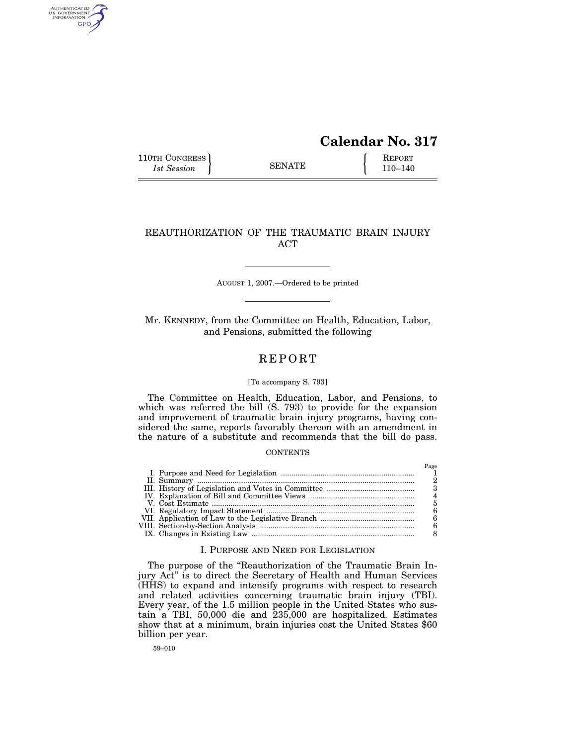# Calendar No. 317

110TH CONGRESS
*1st Session*

SENATE

REPORT
110–140

## REAUTHORIZATION OF THE TRAUMATIC BRAIN INJURY ACT

AUGUST 1, 2007.—Ordered to be printed

Mr. KENNEDY, from the Committee on Health, Education, Labor, and Pensions, submitted the following

## REPORT

[To accompany S. 793]

The Committee on Health, Education, Labor, and Pensions, to which was referred the bill (S. 793) to provide for the expansion and improvement of traumatic brain injury programs, having considered the same, reports favorably thereon with an amendment in the nature of a substitute and recommends that the bill do pass.

CONTENTS

| | Page |
|---|---|
| I. Purpose and Need for Legislation | 1 |
| II. Summary | 2 |
| III. History of Legislation and Votes in Committee | 3 |
| IV. Explanation of Bill and Committee Views | 4 |
| V. Cost Estimate | 5 |
| VI. Regulatory Impact Statement | 6 |
| VII. Application of Law to the Legislative Branch | 6 |
| VIII. Section-by-Section Analysis | 6 |
| IX. Changes in Existing Law | 8 |

### I. PURPOSE AND NEED FOR LEGISLATION

The purpose of the "Reauthorization of the Traumatic Brain Injury Act" is to direct the Secretary of Health and Human Services (HHS) to expand and intensify programs with respect to research and related activities concerning traumatic brain injury (TBI). Every year, of the 1.5 million people in the United States who sustain a TBI, 50,000 die and 235,000 are hospitalized. Estimates show that at a minimum, brain injuries cost the United States $60 billion per year.

59–010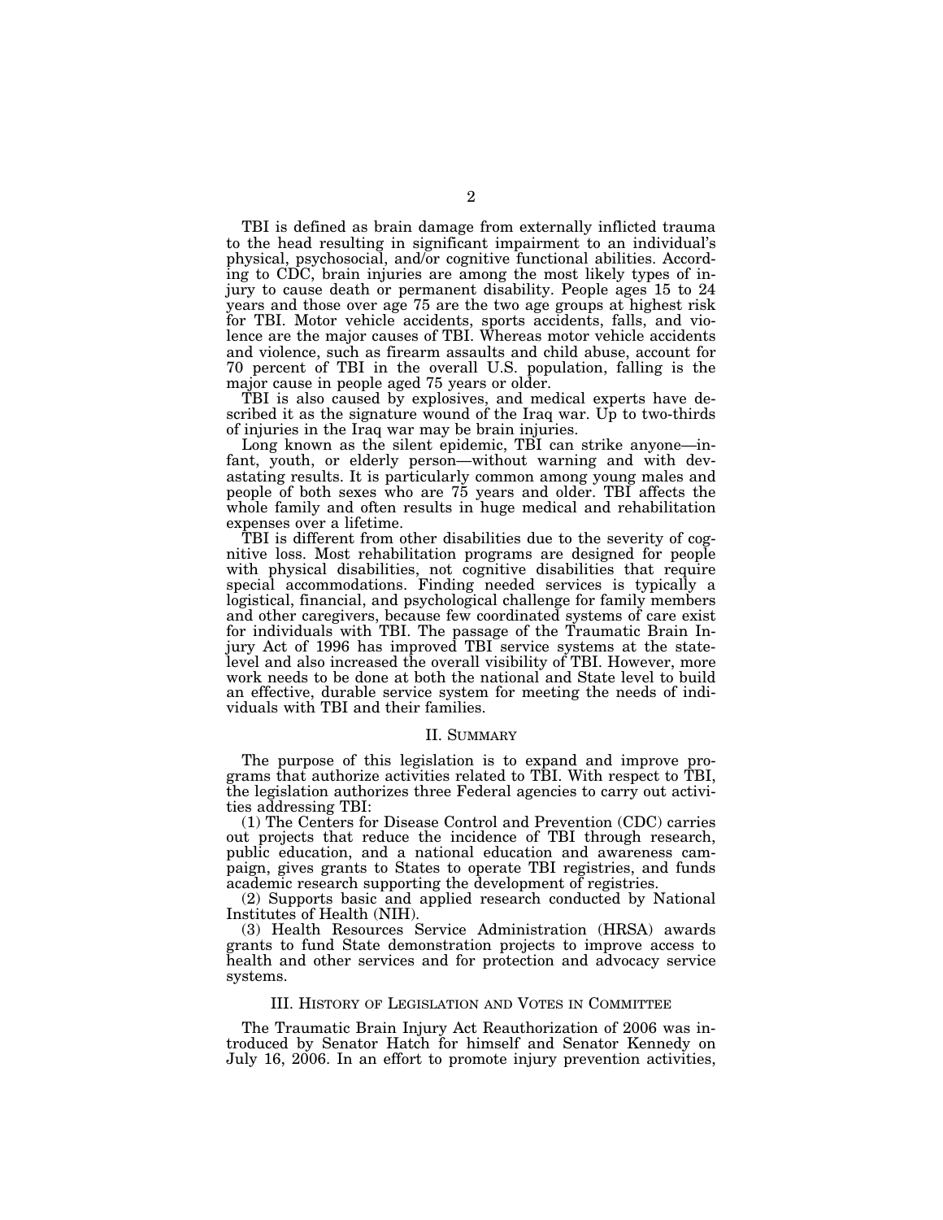TBI is defined as brain damage from externally inflicted trauma to the head resulting in significant impairment to an individual's physical, psychosocial, and/or cognitive functional abilities. According to CDC, brain injuries are among the most likely types of injury to cause death or permanent disability. People ages 15 to 24 years and those over age 75 are the two age groups at highest risk for TBI. Motor vehicle accidents, sports accidents, falls, and violence are the major causes of TBI. Whereas motor vehicle accidents and violence, such as firearm assaults and child abuse, account for 70 percent of TBI in the overall U.S. population, falling is the major cause in people aged 75 years or older.

TBI is also caused by explosives, and medical experts have described it as the signature wound of the Iraq war. Up to two-thirds of injuries in the Iraq war may be brain injuries.

Long known as the silent epidemic, TBI can strike anyone—infant, youth, or elderly person—without warning and with devastating results. It is particularly common among young males and people of both sexes who are 75 years and older. TBI affects the whole family and often results in huge medical and rehabilitation expenses over a lifetime.

TBI is different from other disabilities due to the severity of cognitive loss. Most rehabilitation programs are designed for people with physical disabilities, not cognitive disabilities that require special accommodations. Finding needed services is typically a logistical, financial, and psychological challenge for family members and other caregivers, because few coordinated systems of care exist for individuals with TBI. The passage of the Traumatic Brain Injury Act of 1996 has improved TBI service systems at the state-level and also increased the overall visibility of TBI. However, more work needs to be done at both the national and State level to build an effective, durable service system for meeting the needs of individuals with TBI and their families.

## II. Summary

The purpose of this legislation is to expand and improve programs that authorize activities related to TBI. With respect to TBI, the legislation authorizes three Federal agencies to carry out activities addressing TBI:

(1) The Centers for Disease Control and Prevention (CDC) carries out projects that reduce the incidence of TBI through research, public education, and a national education and awareness campaign, gives grants to States to operate TBI registries, and funds academic research supporting the development of registries.

(2) Supports basic and applied research conducted by National Institutes of Health (NIH).

(3) Health Resources Service Administration (HRSA) awards grants to fund State demonstration projects to improve access to health and other services and for protection and advocacy service systems.

## III. History of Legislation and Votes in Committee

The Traumatic Brain Injury Act Reauthorization of 2006 was introduced by Senator Hatch for himself and Senator Kennedy on July 16, 2006. In an effort to promote injury prevention activities,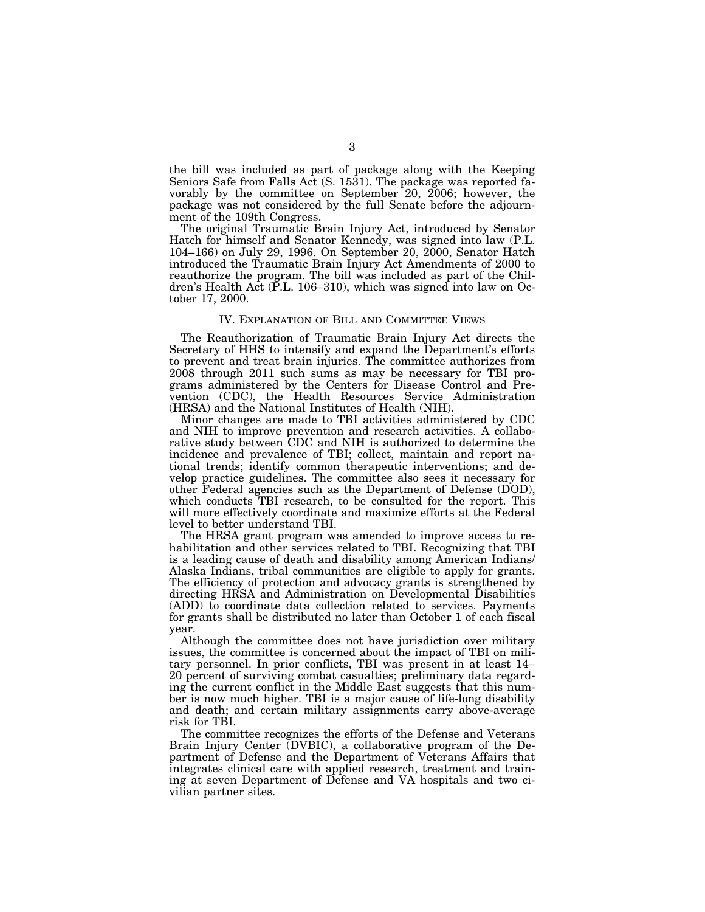the bill was included as part of package along with the Keeping Seniors Safe from Falls Act (S. 1531). The package was reported favorably by the committee on September 20, 2006; however, the package was not considered by the full Senate before the adjournment of the 109th Congress.

The original Traumatic Brain Injury Act, introduced by Senator Hatch for himself and Senator Kennedy, was signed into law (P.L. 104–166) on July 29, 1996. On September 20, 2000, Senator Hatch introduced the Traumatic Brain Injury Act Amendments of 2000 to reauthorize the program. The bill was included as part of the Children's Health Act (P.L. 106–310), which was signed into law on October 17, 2000.

## IV. Explanation of Bill and Committee Views

The Reauthorization of Traumatic Brain Injury Act directs the Secretary of HHS to intensify and expand the Department's efforts to prevent and treat brain injuries. The committee authorizes from 2008 through 2011 such sums as may be necessary for TBI programs administered by the Centers for Disease Control and Prevention (CDC), the Health Resources Service Administration (HRSA) and the National Institutes of Health (NIH).

Minor changes are made to TBI activities administered by CDC and NIH to improve prevention and research activities. A collaborative study between CDC and NIH is authorized to determine the incidence and prevalence of TBI; collect, maintain and report national trends; identify common therapeutic interventions; and develop practice guidelines. The committee also sees it necessary for other Federal agencies such as the Department of Defense (DOD), which conducts TBI research, to be consulted for the report. This will more effectively coordinate and maximize efforts at the Federal level to better understand TBI.

The HRSA grant program was amended to improve access to rehabilitation and other services related to TBI. Recognizing that TBI is a leading cause of death and disability among American Indians/Alaska Indians, tribal communities are eligible to apply for grants. The efficiency of protection and advocacy grants is strengthened by directing HRSA and Administration on Developmental Disabilities (ADD) to coordinate data collection related to services. Payments for grants shall be distributed no later than October 1 of each fiscal year.

Although the committee does not have jurisdiction over military issues, the committee is concerned about the impact of TBI on military personnel. In prior conflicts, TBI was present in at least 14–20 percent of surviving combat casualties; preliminary data regarding the current conflict in the Middle East suggests that this number is now much higher. TBI is a major cause of life-long disability and death; and certain military assignments carry above-average risk for TBI.

The committee recognizes the efforts of the Defense and Veterans Brain Injury Center (DVBIC), a collaborative program of the Department of Defense and the Department of Veterans Affairs that integrates clinical care with applied research, treatment and training at seven Department of Defense and VA hospitals and two civilian partner sites.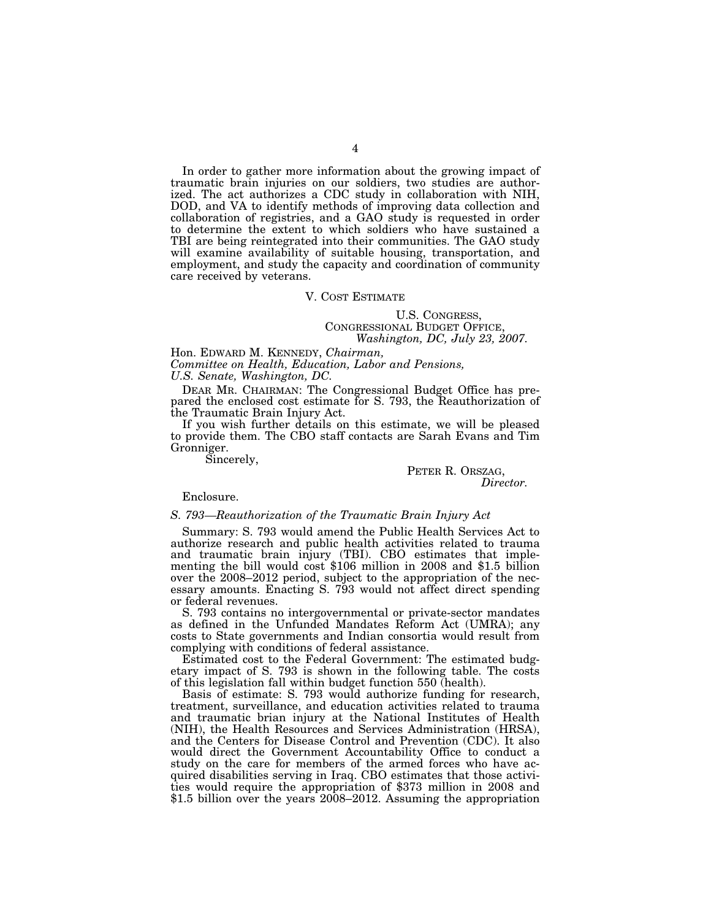In order to gather more information about the growing impact of traumatic brain injuries on our soldiers, two studies are authorized. The act authorizes a CDC study in collaboration with NIH, DOD, and VA to identify methods of improving data collection and collaboration of registries, and a GAO study is requested in order to determine the extent to which soldiers who have sustained a TBI are being reintegrated into their communities. The GAO study will examine availability of suitable housing, transportation, and employment, and study the capacity and coordination of community care received by veterans.

## V. Cost Estimate

U.S. CONGRESS,
CONGRESSIONAL BUDGET OFFICE,
*Washington, DC, July 23, 2007.*

Hon. EDWARD M. KENNEDY, *Chairman,*
*Committee on Health, Education, Labor and Pensions,*
*U.S. Senate, Washington, DC.*

DEAR MR. CHAIRMAN: The Congressional Budget Office has prepared the enclosed cost estimate for S. 793, the Reauthorization of the Traumatic Brain Injury Act.

If you wish further details on this estimate, we will be pleased to provide them. The CBO staff contacts are Sarah Evans and Tim Gronniger.

Sincerely,

PETER R. ORSZAG,
*Director.*

Enclosure.

*S. 793—Reauthorization of the Traumatic Brain Injury Act*

Summary: S. 793 would amend the Public Health Services Act to authorize research and public health activities related to trauma and traumatic brain injury (TBI). CBO estimates that implementing the bill would cost $106 million in 2008 and $1.5 billion over the 2008–2012 period, subject to the appropriation of the necessary amounts. Enacting S. 793 would not affect direct spending or federal revenues.

S. 793 contains no intergovernmental or private-sector mandates as defined in the Unfunded Mandates Reform Act (UMRA); any costs to State governments and Indian consortia would result from complying with conditions of federal assistance.

Estimated cost to the Federal Government: The estimated budgetary impact of S. 793 is shown in the following table. The costs of this legislation fall within budget function 550 (health).

Basis of estimate: S. 793 would authorize funding for research, treatment, surveillance, and education activities related to trauma and traumatic brian injury at the National Institutes of Health (NIH), the Health Resources and Services Administration (HRSA), and the Centers for Disease Control and Prevention (CDC). It also would direct the Government Accountability Office to conduct a study on the care for members of the armed forces who have acquired disabilities serving in Iraq. CBO estimates that those activities would require the appropriation of $373 million in 2008 and $1.5 billion over the years 2008–2012. Assuming the appropriation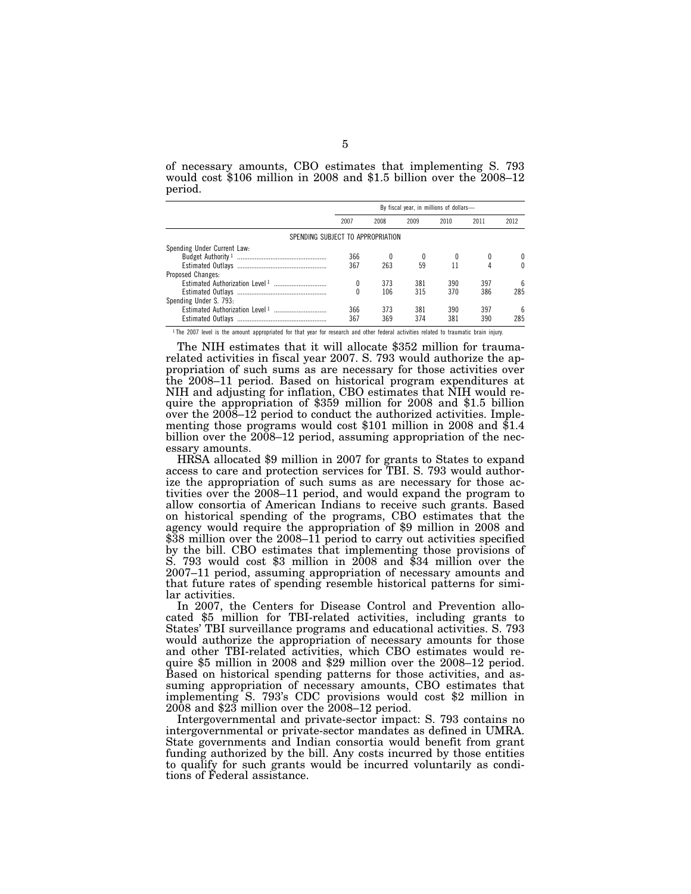of necessary amounts, CBO estimates that implementing S. 793 would cost $106 million in 2008 and $1.5 billion over the 2008–12 period.

| | By fiscal year, in millions of dollars— | | | | | |
|---|---|---|---|---|---|---|
| | 2007 | 2008 | 2009 | 2010 | 2011 | 2012 |
| SPENDING SUBJECT TO APPROPRIATION | | | | | | |
| Spending Under Current Law: | | | | | | |
| Budget Authority [1] | 366 | 0 | 0 | 0 | 0 | 0 |
| Estimated Outlays | 367 | 263 | 59 | 11 | 4 | 0 |
| Proposed Changes: | | | | | | |
| Estimated Authorization Level [1] | 0 | 373 | 381 | 390 | 397 | 6 |
| Estimated Outlays | 0 | 106 | 315 | 370 | 386 | 285 |
| Spending Under S. 793: | | | | | | |
| Estimated Authorization Level [1] | 366 | 373 | 381 | 390 | 397 | 6 |
| Estimated Outlays | 367 | 369 | 374 | 381 | 390 | 285 |

[1] The 2007 level is the amount appropriated for that year for research and other federal activities related to traumatic brain injury.

The NIH estimates that it will allocate $352 million for trauma-related activities in fiscal year 2007. S. 793 would authorize the appropriation of such sums as are necessary for those activities over the 2008–11 period. Based on historical program expenditures at NIH and adjusting for inflation, CBO estimates that NIH would require the appropriation of $359 million for 2008 and $1.5 billion over the 2008–12 period to conduct the authorized activities. Implementing those programs would cost $101 million in 2008 and $1.4 billion over the 2008–12 period, assuming appropriation of the necessary amounts.

HRSA allocated $9 million in 2007 for grants to States to expand access to care and protection services for TBI. S. 793 would authorize the appropriation of such sums as are necessary for those activities over the 2008–11 period, and would expand the program to allow consortia of American Indians to receive such grants. Based on historical spending of the programs, CBO estimates that the agency would require the appropriation of $9 million in 2008 and $38 million over the 2008–11 period to carry out activities specified by the bill. CBO estimates that implementing those provisions of S. 793 would cost $3 million in 2008 and $34 million over the 2007–11 period, assuming appropriation of necessary amounts and that future rates of spending resemble historical patterns for similar activities.

In 2007, the Centers for Disease Control and Prevention allocated $5 million for TBI-related activities, including grants to States' TBI surveillance programs and educational activities. S. 793 would authorize the appropriation of necessary amounts for those and other TBI-related activities, which CBO estimates would require $5 million in 2008 and $29 million over the 2008–12 period. Based on historical spending patterns for those activities, and assuming appropriation of necessary amounts, CBO estimates that implementing S. 793's CDC provisions would cost $2 million in 2008 and $23 million over the 2008–12 period.

Intergovernmental and private-sector impact: S. 793 contains no intergovernmental or private-sector mandates as defined in UMRA. State governments and Indian consortia would benefit from grant funding authorized by the bill. Any costs incurred by those entities to qualify for such grants would be incurred voluntarily as conditions of Federal assistance.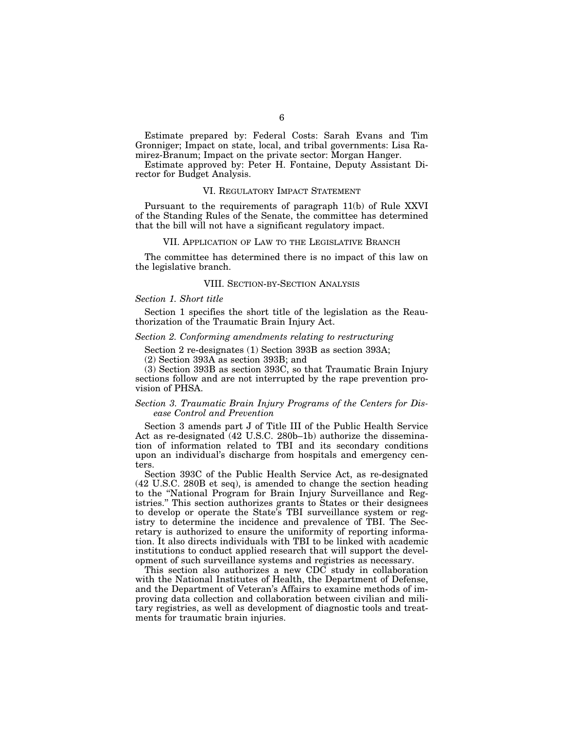Estimate prepared by: Federal Costs: Sarah Evans and Tim Gronniger; Impact on state, local, and tribal governments: Lisa Ramirez-Branum; Impact on the private sector: Morgan Hanger.

Estimate approved by: Peter H. Fontaine, Deputy Assistant Director for Budget Analysis.

## VI. Regulatory Impact Statement

Pursuant to the requirements of paragraph 11(b) of Rule XXVI of the Standing Rules of the Senate, the committee has determined that the bill will not have a significant regulatory impact.

## VII. Application of Law to the Legislative Branch

The committee has determined there is no impact of this law on the legislative branch.

## VIII. Section-by-Section Analysis

*Section 1. Short title*

Section 1 specifies the short title of the legislation as the Reauthorization of the Traumatic Brain Injury Act.

*Section 2. Conforming amendments relating to restructuring*

Section 2 re-designates (1) Section 393B as section 393A;

(2) Section 393A as section 393B; and

(3) Section 393B as section 393C, so that Traumatic Brain Injury sections follow and are not interrupted by the rape prevention provision of PHSA.

*Section 3. Traumatic Brain Injury Programs of the Centers for Disease Control and Prevention*

Section 3 amends part J of Title III of the Public Health Service Act as re-designated (42 U.S.C. 280b–1b) authorize the dissemination of information related to TBI and its secondary conditions upon an individual's discharge from hospitals and emergency centers.

Section 393C of the Public Health Service Act, as re-designated (42 U.S.C. 280B et seq), is amended to change the section heading to the "National Program for Brain Injury Surveillance and Registries." This section authorizes grants to States or their designees to develop or operate the State's TBI surveillance system or registry to determine the incidence and prevalence of TBI. The Secretary is authorized to ensure the uniformity of reporting information. It also directs individuals with TBI to be linked with academic institutions to conduct applied research that will support the development of such surveillance systems and registries as necessary.

This section also authorizes a new CDC study in collaboration with the National Institutes of Health, the Department of Defense, and the Department of Veteran's Affairs to examine methods of improving data collection and collaboration between civilian and military registries, as well as development of diagnostic tools and treatments for traumatic brain injuries.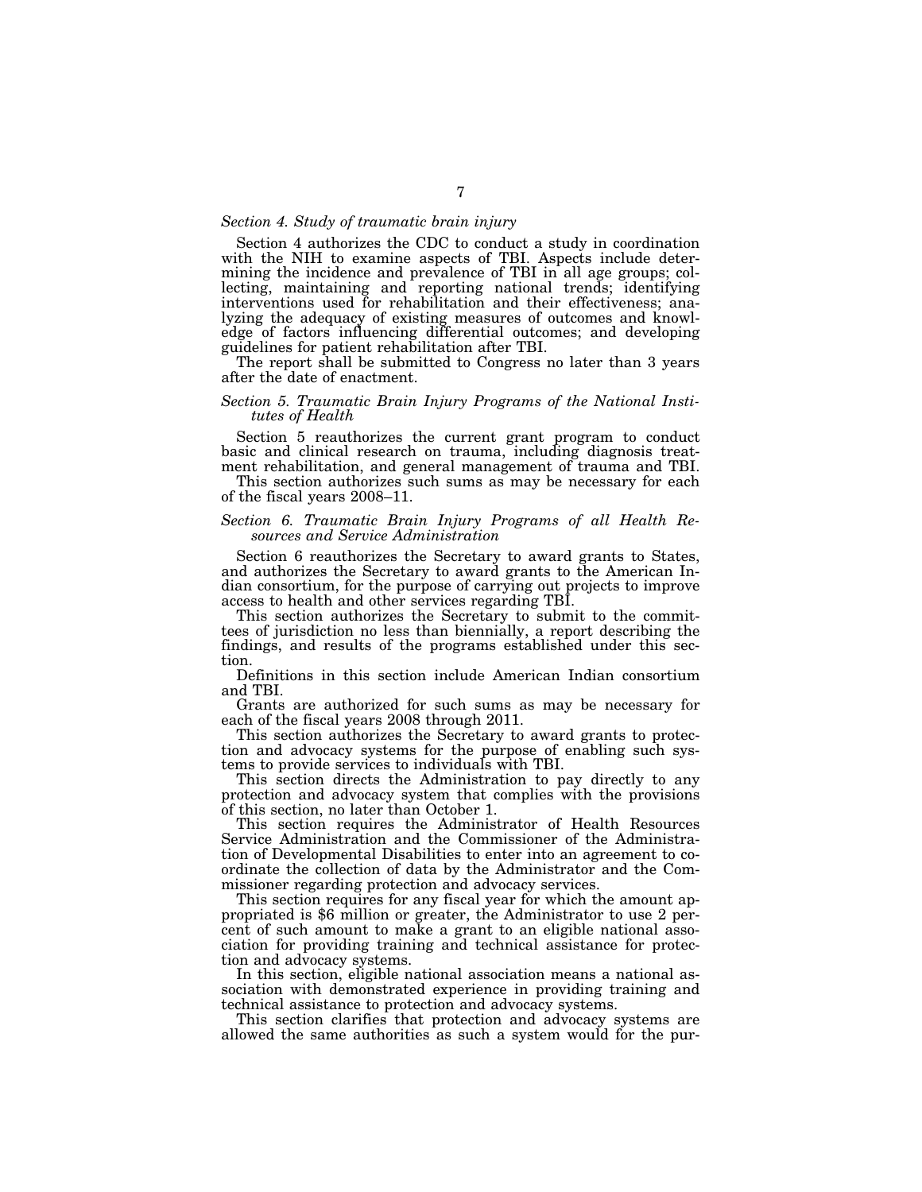*Section 4. Study of traumatic brain injury*

Section 4 authorizes the CDC to conduct a study in coordination with the NIH to examine aspects of TBI. Aspects include determining the incidence and prevalence of TBI in all age groups; collecting, maintaining and reporting national trends; identifying interventions used for rehabilitation and their effectiveness; analyzing the adequacy of existing measures of outcomes and knowledge of factors influencing differential outcomes; and developing guidelines for patient rehabilitation after TBI.

The report shall be submitted to Congress no later than 3 years after the date of enactment.

*Section 5. Traumatic Brain Injury Programs of the National Institutes of Health*

Section 5 reauthorizes the current grant program to conduct basic and clinical research on trauma, including diagnosis treatment rehabilitation, and general management of trauma and TBI.

This section authorizes such sums as may be necessary for each of the fiscal years 2008–11.

*Section 6. Traumatic Brain Injury Programs of all Health Resources and Service Administration*

Section 6 reauthorizes the Secretary to award grants to States, and authorizes the Secretary to award grants to the American Indian consortium, for the purpose of carrying out projects to improve access to health and other services regarding TBI.

This section authorizes the Secretary to submit to the committees of jurisdiction no less than biennially, a report describing the findings, and results of the programs established under this section.

Definitions in this section include American Indian consortium and TBI.

Grants are authorized for such sums as may be necessary for each of the fiscal years 2008 through 2011.

This section authorizes the Secretary to award grants to protection and advocacy systems for the purpose of enabling such systems to provide services to individuals with TBI.

This section directs the Administration to pay directly to any protection and advocacy system that complies with the provisions of this section, no later than October 1.

This section requires the Administrator of Health Resources Service Administration and the Commissioner of the Administration of Developmental Disabilities to enter into an agreement to coordinate the collection of data by the Administrator and the Commissioner regarding protection and advocacy services.

This section requires for any fiscal year for which the amount appropriated is $6 million or greater, the Administrator to use 2 percent of such amount to make a grant to an eligible national association for providing training and technical assistance for protection and advocacy systems.

In this section, eligible national association means a national association with demonstrated experience in providing training and technical assistance to protection and advocacy systems.

This section clarifies that protection and advocacy systems are allowed the same authorities as such a system would for the pur-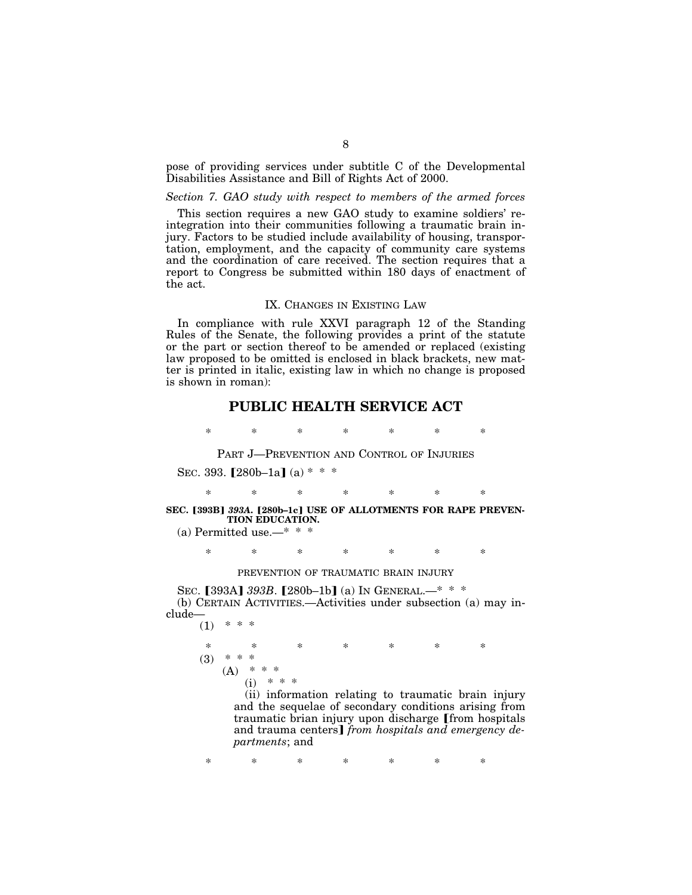pose of providing services under subtitle C of the Developmental Disabilities Assistance and Bill of Rights Act of 2000.

*Section 7. GAO study with respect to members of the armed forces*

This section requires a new GAO study to examine soldiers' reintegration into their communities following a traumatic brain injury. Factors to be studied include availability of housing, transportation, employment, and the capacity of community care systems and the coordination of care received. The section requires that a report to Congress be submitted within 180 days of enactment of the act.

## IX. CHANGES IN EXISTING LAW

In compliance with rule XXVI paragraph 12 of the Standing Rules of the Senate, the following provides a print of the statute or the part or section thereof to be amended or replaced (existing law proposed to be omitted is enclosed in black brackets, new matter is printed in italic, existing law in which no change is proposed is shown in roman):

# PUBLIC HEALTH SERVICE ACT

\* \* \* \* \* \* \*

PART J—PREVENTION AND CONTROL OF INJURIES

SEC. 393. [280b–1a] (a) \* \* \*

\* \* \* \* \* \* \*

**SEC. [393B] *393A*. [280b–1c] USE OF ALLOTMENTS FOR RAPE PREVENTION EDUCATION.**

(a) Permitted use.—\* \* \*

\* \* \* \* \* \* \*

PREVENTION OF TRAUMATIC BRAIN INJURY

SEC. [393A] *393B*. [280b–1b] (a) IN GENERAL.—\* \* \*

(b) CERTAIN ACTIVITIES.—Activities under subsection (a) may include—

(1) \* \* \*

\* \* \* \* \* \* \*

(3) \* \* \*

(A) \* \* \*

(i) \* \* \*

(ii) information relating to traumatic brain injury and the sequelae of secondary conditions arising from traumatic brian injury upon discharge [from hospitals and trauma centers] *from hospitals and emergency departments*; and

\* \* \* \* \* \* \*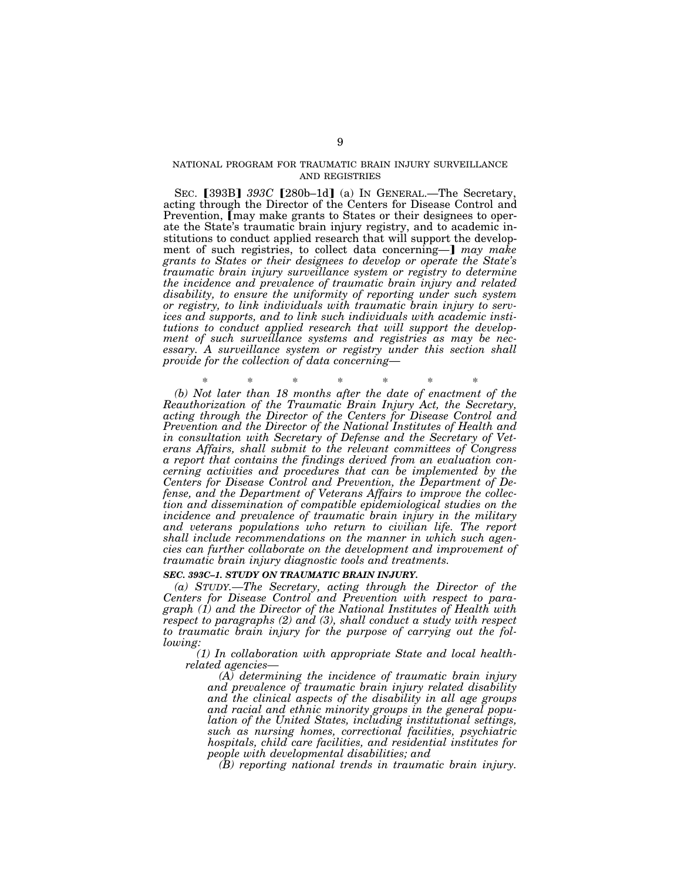NATIONAL PROGRAM FOR TRAUMATIC BRAIN INJURY SURVEILLANCE AND REGISTRIES

SEC. [393B] *393C* [280b–1d] (a) IN GENERAL.—The Secretary, acting through the Director of the Centers for Disease Control and Prevention, [may make grants to States or their designees to operate the State's traumatic brain injury registry, and to academic institutions to conduct applied research that will support the development of such registries, to collect data concerning—] *may make grants to States or their designees to develop or operate the State's traumatic brain injury surveillance system or registry to determine the incidence and prevalence of traumatic brain injury and related disability, to ensure the uniformity of reporting under such system or registry, to link individuals with traumatic brain injury to services and supports, and to link such individuals with academic institutions to conduct applied research that will support the development of such surveillance systems and registries as may be necessary. A surveillance system or registry under this section shall provide for the collection of data concerning—*

\* \* \* \* \* \* \*

*(b) Not later than 18 months after the date of enactment of the Reauthorization of the Traumatic Brain Injury Act, the Secretary, acting through the Director of the Centers for Disease Control and Prevention and the Director of the National Institutes of Health and in consultation with Secretary of Defense and the Secretary of Veterans Affairs, shall submit to the relevant committees of Congress a report that contains the findings derived from an evaluation concerning activities and procedures that can be implemented by the Centers for Disease Control and Prevention, the Department of Defense, and the Department of Veterans Affairs to improve the collection and dissemination of compatible epidemiological studies on the incidence and prevalence of traumatic brain injury in the military and veterans populations who return to civilian life. The report shall include recommendations on the manner in which such agencies can further collaborate on the development and improvement of traumatic brain injury diagnostic tools and treatments.*

***SEC. 393C–1. STUDY ON TRAUMATIC BRAIN INJURY.***

*(a) STUDY.—The Secretary, acting through the Director of the Centers for Disease Control and Prevention with respect to paragraph (1) and the Director of the National Institutes of Health with respect to paragraphs (2) and (3), shall conduct a study with respect to traumatic brain injury for the purpose of carrying out the following:*

*(1) In collaboration with appropriate State and local health-related agencies—*

*(A) determining the incidence of traumatic brain injury and prevalence of traumatic brain injury related disability and the clinical aspects of the disability in all age groups and racial and ethnic minority groups in the general population of the United States, including institutional settings, such as nursing homes, correctional facilities, psychiatric hospitals, child care facilities, and residential institutes for people with developmental disabilities; and*

*(B) reporting national trends in traumatic brain injury.*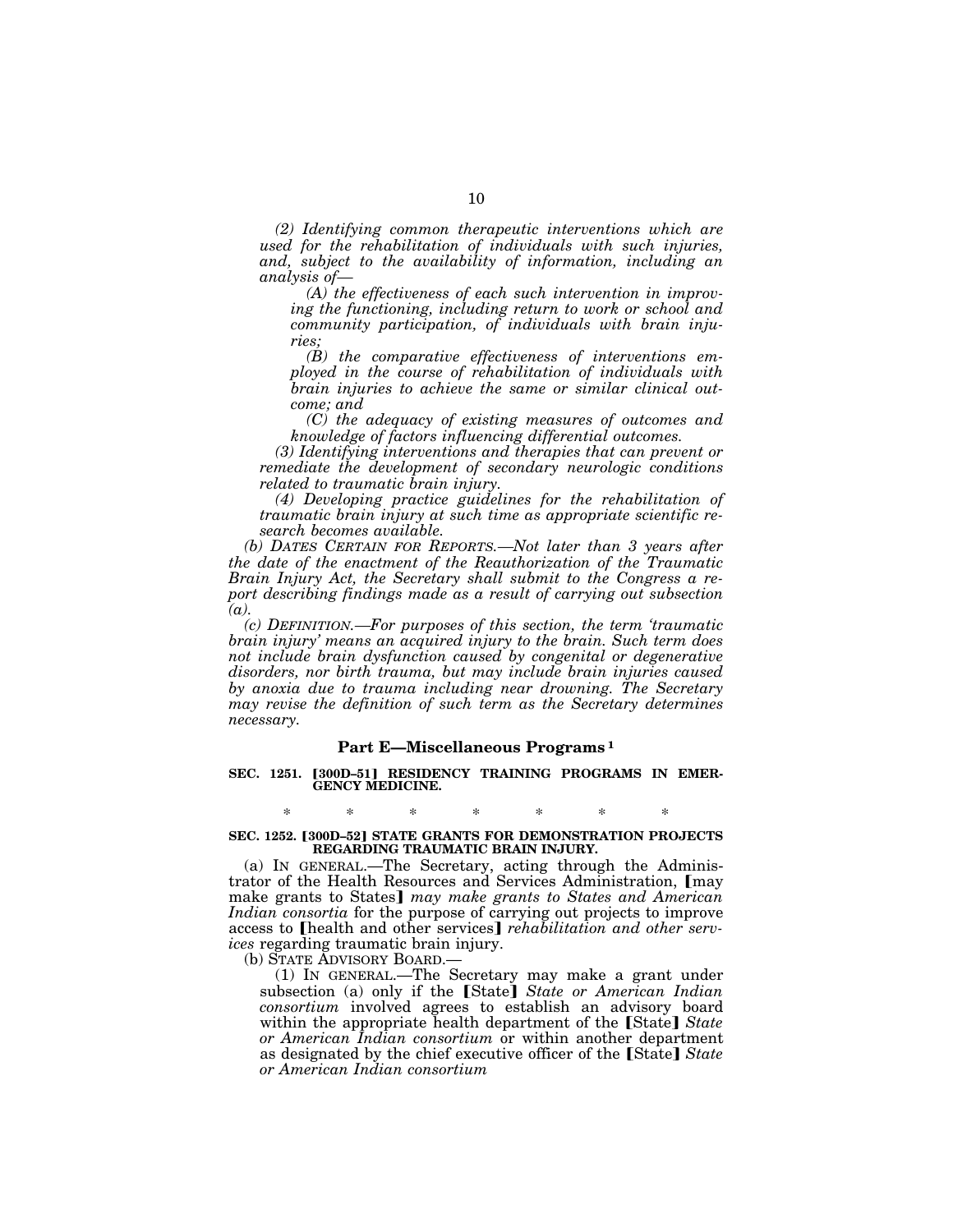*(2) Identifying common therapeutic interventions which are used for the rehabilitation of individuals with such injuries, and, subject to the availability of information, including an analysis of—*

*(A) the effectiveness of each such intervention in improving the functioning, including return to work or school and community participation, of individuals with brain injuries;*

*(B) the comparative effectiveness of interventions employed in the course of rehabilitation of individuals with brain injuries to achieve the same or similar clinical outcome; and*

*(C) the adequacy of existing measures of outcomes and knowledge of factors influencing differential outcomes.*

*(3) Identifying interventions and therapies that can prevent or remediate the development of secondary neurologic conditions related to traumatic brain injury.*

*(4) Developing practice guidelines for the rehabilitation of traumatic brain injury at such time as appropriate scientific research becomes available.*

*(b) DATES CERTAIN FOR REPORTS.—Not later than 3 years after the date of the enactment of the Reauthorization of the Traumatic Brain Injury Act, the Secretary shall submit to the Congress a report describing findings made as a result of carrying out subsection (a).*

*(c) DEFINITION.—For purposes of this section, the term 'traumatic brain injury' means an acquired injury to the brain. Such term does not include brain dysfunction caused by congenital or degenerative disorders, nor birth trauma, but may include brain injuries caused by anoxia due to trauma including near drowning. The Secretary may revise the definition of such term as the Secretary determines necessary.*

### Part E—Miscellaneous Programs [1]

**SEC. 1251. ⟦300D–51⟧ RESIDENCY TRAINING PROGRAMS IN EMERGENCY MEDICINE.**

\* \* \* \* \* \* \*

**SEC. 1252. ⟦300D–52⟧ STATE GRANTS FOR DEMONSTRATION PROJECTS REGARDING TRAUMATIC BRAIN INJURY.**

(a) IN GENERAL.—The Secretary, acting through the Administrator of the Health Resources and Services Administration, ⟦may make grants to States⟧ *may make grants to States and American Indian consortia* for the purpose of carrying out projects to improve access to ⟦health and other services⟧ *rehabilitation and other services* regarding traumatic brain injury.

(b) STATE ADVISORY BOARD.—

(1) IN GENERAL.—The Secretary may make a grant under subsection (a) only if the ⟦State⟧ *State or American Indian consortium* involved agrees to establish an advisory board within the appropriate health department of the ⟦State⟧ *State or American Indian consortium* or within another department as designated by the chief executive officer of the ⟦State⟧ *State or American Indian consortium*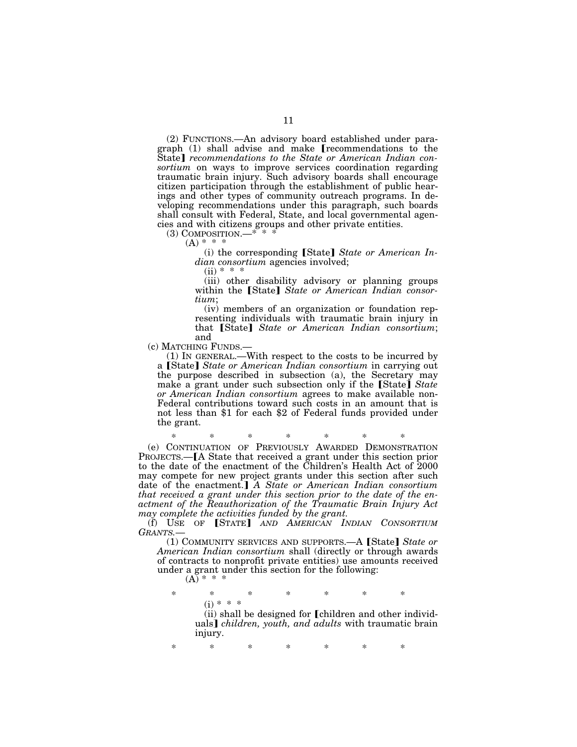(2) FUNCTIONS.—An advisory board established under paragraph (1) shall advise and make [recommendations to the State] *recommendations to the State or American Indian consortium* on ways to improve services coordination regarding traumatic brain injury. Such advisory boards shall encourage citizen participation through the establishment of public hearings and other types of community outreach programs. In developing recommendations under this paragraph, such boards shall consult with Federal, State, and local governmental agencies and with citizens groups and other private entities.

(3) COMPOSITION.—* * *

(A) * * *

(i) the corresponding [State] *State or American Indian consortium* agencies involved;

(ii) * * *

(iii) other disability advisory or planning groups within the [State] *State or American Indian consortium*;

(iv) members of an organization or foundation representing individuals with traumatic brain injury in that [State] *State or American Indian consortium*; and

(c) MATCHING FUNDS.—

(1) IN GENERAL.—With respect to the costs to be incurred by a [State] *State or American Indian consortium* in carrying out the purpose described in subsection (a), the Secretary may make a grant under such subsection only if the [State] *State or American Indian consortium* agrees to make available non-Federal contributions toward such costs in an amount that is not less than $1 for each $2 of Federal funds provided under the grant.

\* \* \* \* \* \* \*

(e) CONTINUATION OF PREVIOUSLY AWARDED DEMONSTRATION PROJECTS.—[A State that received a grant under this section prior to the date of the enactment of the Children's Health Act of 2000 may compete for new project grants under this section after such date of the enactment.] *A State or American Indian consortium that received a grant under this section prior to the date of the enactment of the Reauthorization of the Traumatic Brain Injury Act may complete the activities funded by the grant.*

(f) USE OF [STATE] *AND AMERICAN INDIAN CONSORTIUM GRANTS*.—

(1) COMMUNITY SERVICES AND SUPPORTS.—A [State] *State or American Indian consortium* shall (directly or through awards of contracts to nonprofit private entities) use amounts received under a grant under this section for the following:

(A) * * *

\* \* \* \* \* \* \*

(i) * * *

(ii) shall be designed for [children and other individuals] *children, youth, and adults* with traumatic brain injury.

\* \* \* \* \* \* \*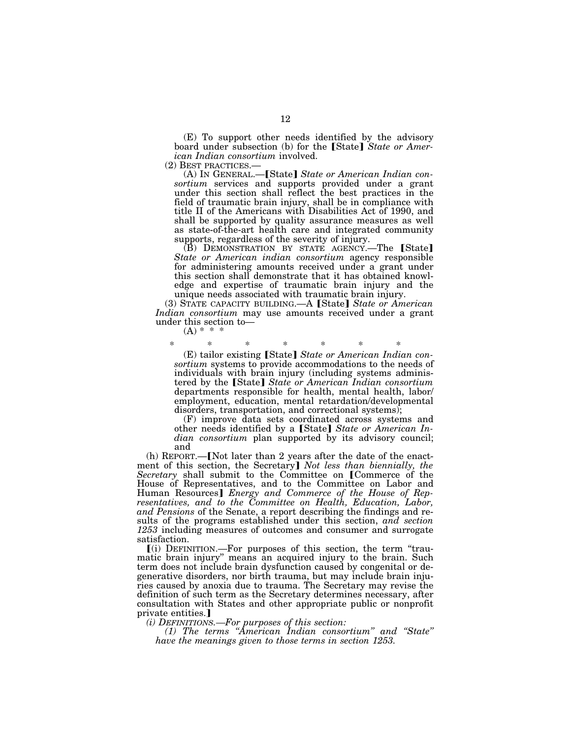(E) To support other needs identified by the advisory board under subsection (b) for the [State] *State or American Indian consortium* involved.

(2) BEST PRACTICES.—

(A) IN GENERAL.—[State] *State or American Indian consortium* services and supports provided under a grant under this section shall reflect the best practices in the field of traumatic brain injury, shall be in compliance with title II of the Americans with Disabilities Act of 1990, and shall be supported by quality assurance measures as well as state-of-the-art health care and integrated community supports, regardless of the severity of injury.

(B) DEMONSTRATION BY STATE AGENCY.—The [State] *State or American indian consortium* agency responsible for administering amounts received under a grant under this section shall demonstrate that it has obtained knowledge and expertise of traumatic brain injury and the unique needs associated with traumatic brain injury.

(3) STATE CAPACITY BUILDING.—A [State] *State or American Indian consortium* may use amounts received under a grant under this section to—

(A) * * *

\* \* \* \* \* \* \*

(E) tailor existing [State] *State or American Indian consortium* systems to provide accommodations to the needs of individuals with brain injury (including systems administered by the [State] *State or American Indian consortium* departments responsible for health, mental health, labor/employment, education, mental retardation/developmental disorders, transportation, and correctional systems);

(F) improve data sets coordinated across systems and other needs identified by a [State] *State or American Indian consortium* plan supported by its advisory council; and

(h) REPORT.—[Not later than 2 years after the date of the enactment of this section, the Secretary] *Not less than biennially, the Secretary* shall submit to the Committee on [Commerce of the House of Representatives, and to the Committee on Labor and Human Resources] *Energy and Commerce of the House of Representatives, and to the Committee on Health, Education, Labor, and Pensions* of the Senate, a report describing the findings and results of the programs established under this section, *and section 1253* including measures of outcomes and consumer and surrogate satisfaction.

[(i) DEFINITION.—For purposes of this section, the term "traumatic brain injury" means an acquired injury to the brain. Such term does not include brain dysfunction caused by congenital or degenerative disorders, nor birth trauma, but may include brain injuries caused by anoxia due to trauma. The Secretary may revise the definition of such term as the Secretary determines necessary, after consultation with States and other appropriate public or nonprofit private entities.]

*(i) DEFINITIONS.—For purposes of this section:*

*(1) The terms "American Indian consortium" and "State" have the meanings given to those terms in section 1253.*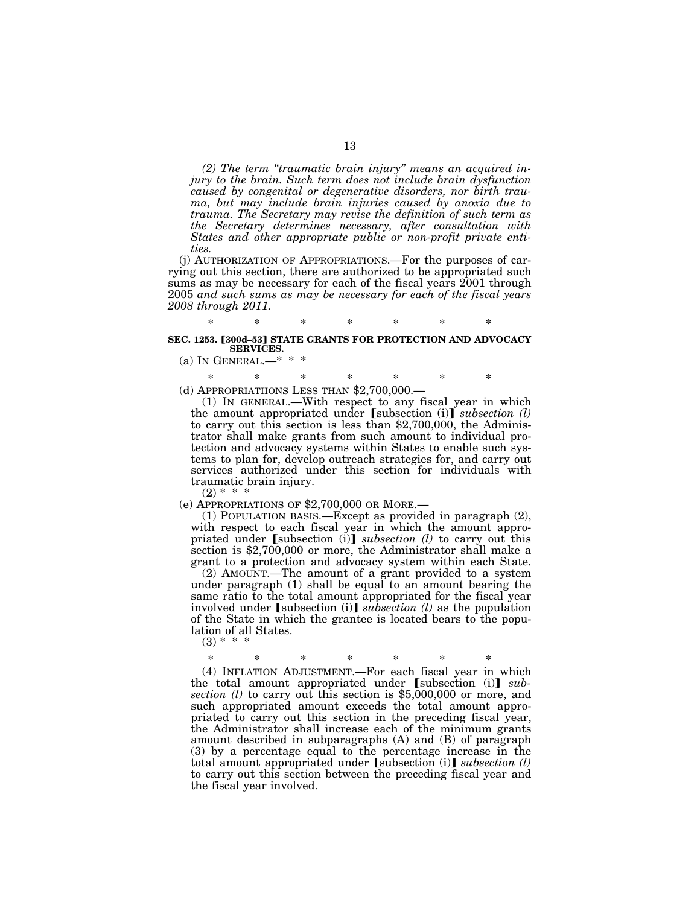*(2) The term "traumatic brain injury" means an acquired injury to the brain. Such term does not include brain dysfunction caused by congenital or degenerative disorders, nor birth trauma, but may include brain injuries caused by anoxia due to trauma. The Secretary may revise the definition of such term as the Secretary determines necessary, after consultation with States and other appropriate public or non-profit private entities.*

(j) AUTHORIZATION OF APPROPRIATIONS.—For the purposes of carrying out this section, there are authorized to be appropriated such sums as may be necessary for each of the fiscal years 2001 through 2005 *and such sums as may be necessary for each of the fiscal years 2008 through 2011.*

\* \* \* \* \* \* \*

**SEC. 1253. [300d–53] STATE GRANTS FOR PROTECTION AND ADVOCACY SERVICES.**

(a) IN GENERAL.—\* \* \*

\* \* \* \* \* \* \*

(d) APPROPRIATIIONS LESS THAN $2,700,000.—

(1) IN GENERAL.—With respect to any fiscal year in which the amount appropriated under [subsection (i)] *subsection (l)* to carry out this section is less than $2,700,000, the Administrator shall make grants from such amount to individual protection and advocacy systems within States to enable such systems to plan for, develop outreach strategies for, and carry out services authorized under this section for individuals with traumatic brain injury.

(2) \* \* \*

(e) APPROPRIATIONS OF $2,700,000 OR MORE.—

(1) POPULATION BASIS.—Except as provided in paragraph (2), with respect to each fiscal year in which the amount appropriated under [subsection (i)] *subsection (l)* to carry out this section is $2,700,000 or more, the Administrator shall make a grant to a protection and advocacy system within each State.

(2) AMOUNT.—The amount of a grant provided to a system under paragraph (1) shall be equal to an amount bearing the same ratio to the total amount appropriated for the fiscal year involved under [subsection (i)] *subsection (l)* as the population of the State in which the grantee is located bears to the population of all States.

(3) \* \* \*

\* \* \* \* \* \* \*

(4) INFLATION ADJUSTMENT.—For each fiscal year in which the total amount appropriated under [subsection (i)] *subsection (l)* to carry out this section is $5,000,000 or more, and such appropriated amount exceeds the total amount appropriated to carry out this section in the preceding fiscal year, the Administrator shall increase each of the minimum grants amount described in subparagraphs (A) and (B) of paragraph (3) by a percentage equal to the percentage increase in the total amount appropriated under [subsection (i)] *subsection (l)* to carry out this section between the preceding fiscal year and the fiscal year involved.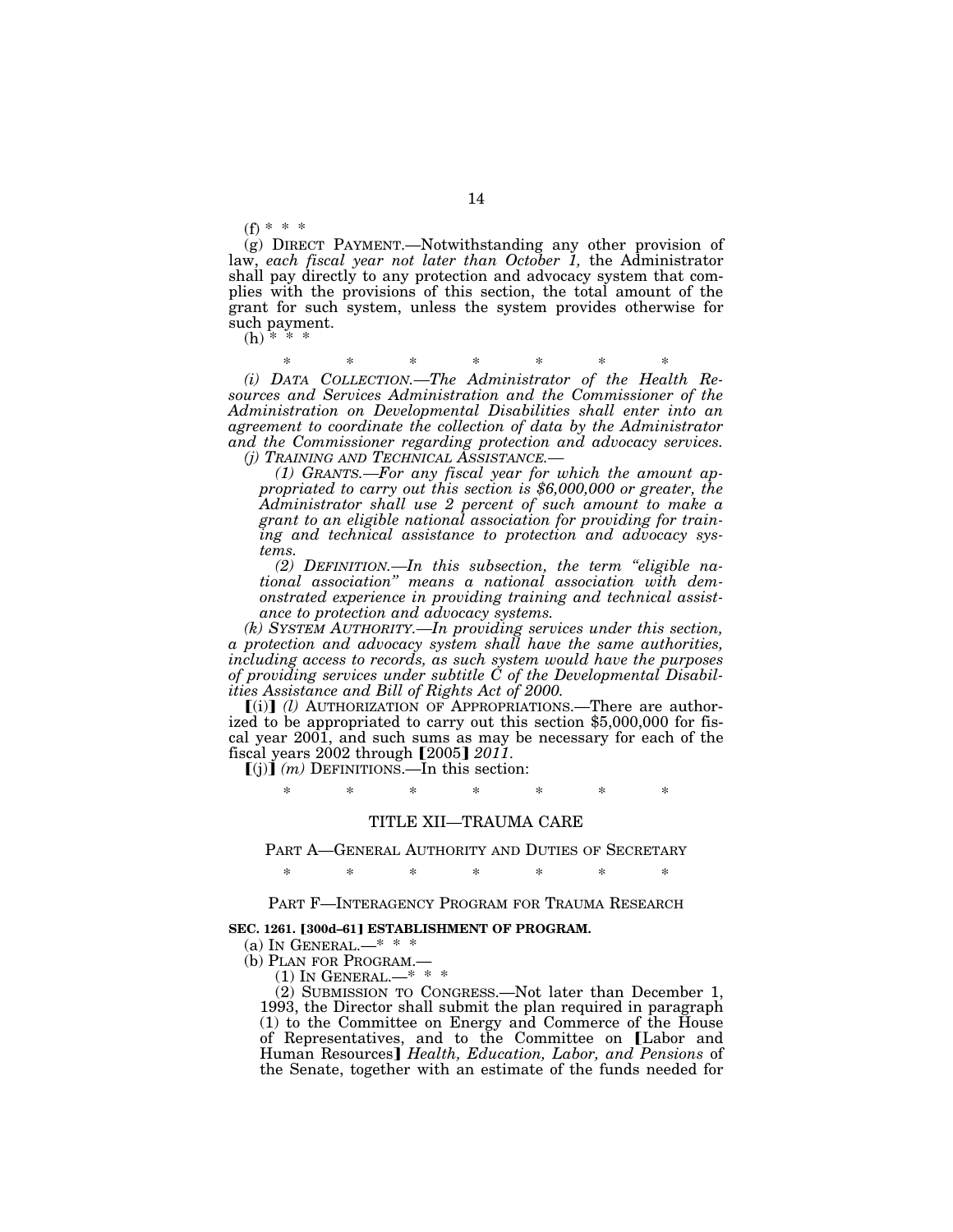(f) * * *

(g) DIRECT PAYMENT.—Notwithstanding any other provision of law, *each fiscal year not later than October 1,* the Administrator shall pay directly to any protection and advocacy system that complies with the provisions of this section, the total amount of the grant for such system, unless the system provides otherwise for such payment.

(h) * * *

\* \* \* \* \* \* \*

*(i) DATA COLLECTION.—The Administrator of the Health Resources and Services Administration and the Commissioner of the Administration on Developmental Disabilities shall enter into an agreement to coordinate the collection of data by the Administrator and the Commissioner regarding protection and advocacy services.*

*(j) TRAINING AND TECHNICAL ASSISTANCE.—*

*(1) GRANTS.—For any fiscal year for which the amount appropriated to carry out this section is $6,000,000 or greater, the Administrator shall use 2 percent of such amount to make a grant to an eligible national association for providing for training and technical assistance to protection and advocacy systems.*

*(2) DEFINITION.—In this subsection, the term "eligible national association" means a national association with demonstrated experience in providing training and technical assistance to protection and advocacy systems.*

*(k) SYSTEM AUTHORITY.—In providing services under this section, a protection and advocacy system shall have the same authorities, including access to records, as such system would have the purposes of providing services under subtitle C of the Developmental Disabilities Assistance and Bill of Rights Act of 2000.*

[(i)] *(l)* AUTHORIZATION OF APPROPRIATIONS.—There are authorized to be appropriated to carry out this section $5,000,000 for fiscal year 2001, and such sums as may be necessary for each of the fiscal years 2002 through [2005] *2011.*

[(j)] *(m)* DEFINITIONS.—In this section:

\* \* \* \* \* \* \*

## TITLE XII—TRAUMA CARE

### PART A—GENERAL AUTHORITY AND DUTIES OF SECRETARY

\* \* \* \* \* \* \*

### PART F—INTERAGENCY PROGRAM FOR TRAUMA RESEARCH

**SEC. 1261. [300d–61] ESTABLISHMENT OF PROGRAM.**

(a) IN GENERAL.—* * *

(b) PLAN FOR PROGRAM.—

(1) IN GENERAL.—* * *

(2) SUBMISSION TO CONGRESS.—Not later than December 1, 1993, the Director shall submit the plan required in paragraph (1) to the Committee on Energy and Commerce of the House of Representatives, and to the Committee on [Labor and Human Resources] *Health, Education, Labor, and Pensions* of the Senate, together with an estimate of the funds needed for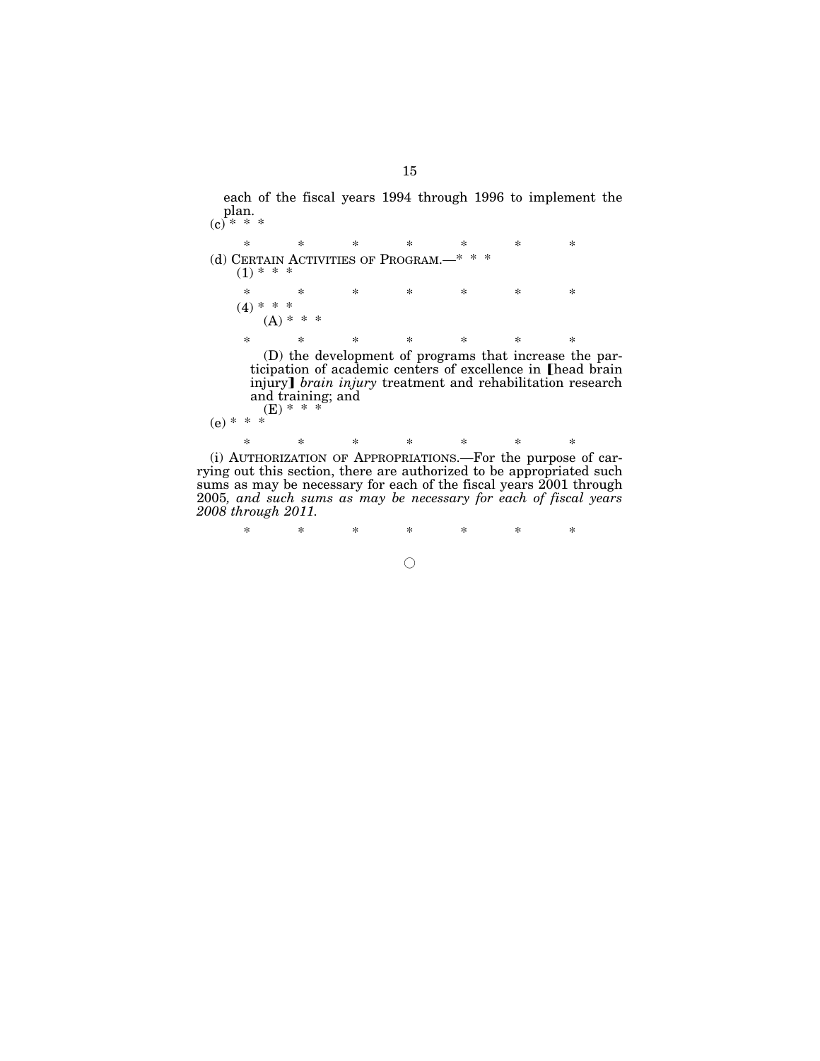each of the fiscal years 1994 through 1996 to implement the plan.

(c) * * *

\* \* \* \* \* \* \*

(d) CERTAIN ACTIVITIES OF PROGRAM.—* * *

(1) * * *

\* \* \* \* \* \* \*

(4) * * *

(A) * * *

\* \* \* \* \* \* \*

(D) the development of programs that increase the participation of academic centers of excellence in [head brain injury] *brain injury* treatment and rehabilitation research and training; and

(E) * * *

(e) * * *

\* \* \* \* \* \* \*

(i) AUTHORIZATION OF APPROPRIATIONS.—For the purpose of carrying out this section, there are authorized to be appropriated such sums as may be necessary for each of the fiscal years 2001 through 2005*, and such sums as may be necessary for each of fiscal years 2008 through 2011*.

\* \* \* \* \* \* \*

○